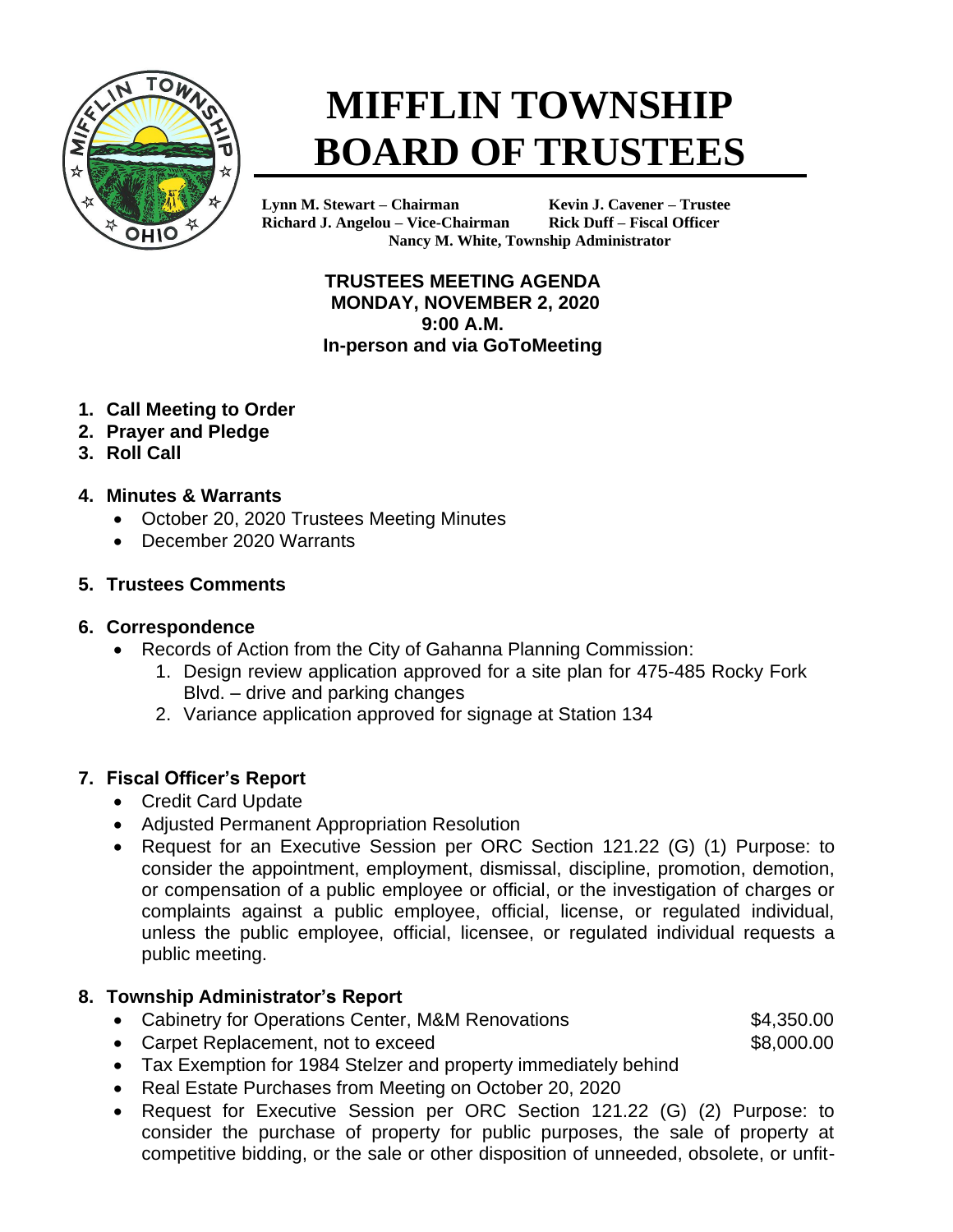# MIFFLIN TOWNSHIP BOARD OF TRUSTEES

**Lynn M. Stewart – Chairman**
**Kevin J. Cavener – Trustee**
**Richard J. Angelou – Vice-Chairman**
**Rick Duff – Fiscal Officer**
**Nancy M. White, Township Administrator**

**TRUSTEES MEETING AGENDA**
**MONDAY, NOVEMBER 2, 2020**
**9:00 A.M.**
**In-person and via GoToMeeting**

1. **Call Meeting to Order**
2. **Prayer and Pledge**
3. **Roll Call**

4. **Minutes & Warrants**
   - October 20, 2020 Trustees Meeting Minutes
   - December 2020 Warrants

5. **Trustees Comments**

6. **Correspondence**
   - Records of Action from the City of Gahanna Planning Commission:
     1. Design review application approved for a site plan for 475-485 Rocky Fork Blvd. – drive and parking changes
     2. Variance application approved for signage at Station 134

7. **Fiscal Officer's Report**
   - Credit Card Update
   - Adjusted Permanent Appropriation Resolution
   - Request for an Executive Session per ORC Section 121.22 (G) (1) Purpose: to consider the appointment, employment, dismissal, discipline, promotion, demotion, or compensation of a public employee or official, or the investigation of charges or complaints against a public employee, official, license, or regulated individual, unless the public employee, official, licensee, or regulated individual requests a public meeting.

8. **Township Administrator's Report**
   - Cabinetry for Operations Center, M&M Renovations $4,350.00
   - Carpet Replacement, not to exceed $8,000.00
   - Tax Exemption for 1984 Stelzer and property immediately behind
   - Real Estate Purchases from Meeting on October 20, 2020
   - Request for Executive Session per ORC Section 121.22 (G) (2) Purpose: to consider the purchase of property for public purposes, the sale of property at competitive bidding, or the sale or other disposition of unneeded, obsolete, or unfit-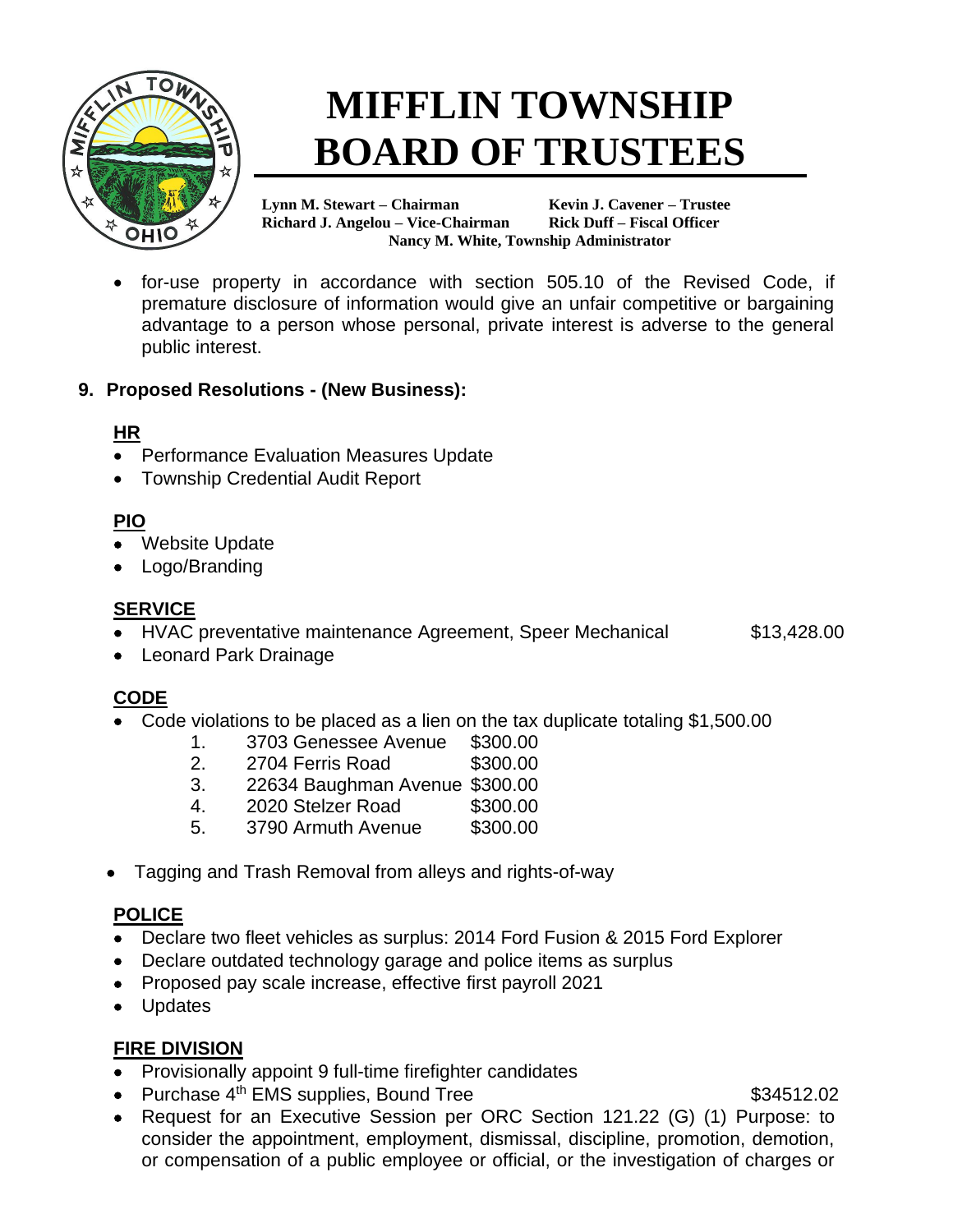- for-use property in accordance with section 505.10 of the Revised Code, if premature disclosure of information would give an unfair competitive or bargaining advantage to a person whose personal, private interest is adverse to the general public interest.

**9. Proposed Resolutions - (New Business):**

**HR**

- Performance Evaluation Measures Update
- Township Credential Audit Report

**PIO**

- Website Update
- Logo/Branding

**SERVICE**

- HVAC preventative maintenance Agreement, Speer Mechanical $13,428.00
- Leonard Park Drainage

**CODE**

- Code violations to be placed as a lien on the tax duplicate totaling $1,500.00
  1. 3703 Genesee Avenue $300.00
  2. 2704 Ferris Road $300.00
  3. 22634 Baughman Avenue $300.00
  4. 2020 Stelzer Road $300.00
  5. 3790 Armuth Avenue $300.00

- Tagging and Trash Removal from alleys and rights-of-way

**POLICE**

- Declare two fleet vehicles as surplus: 2014 Ford Fusion & 2015 Ford Explorer
- Declare outdated technology garage and police items as surplus
- Proposed pay scale increase, effective first payroll 2021
- Updates

**FIRE DIVISION**

- Provisionally appoint 9 full-time firefighter candidates
- Purchase 4th EMS supplies, Bound Tree $34512.02
- Request for an Executive Session per ORC Section 121.22 (G) (1) Purpose: to consider the appointment, employment, dismissal, discipline, promotion, demotion, or compensation of a public employee or official, or the investigation of charges or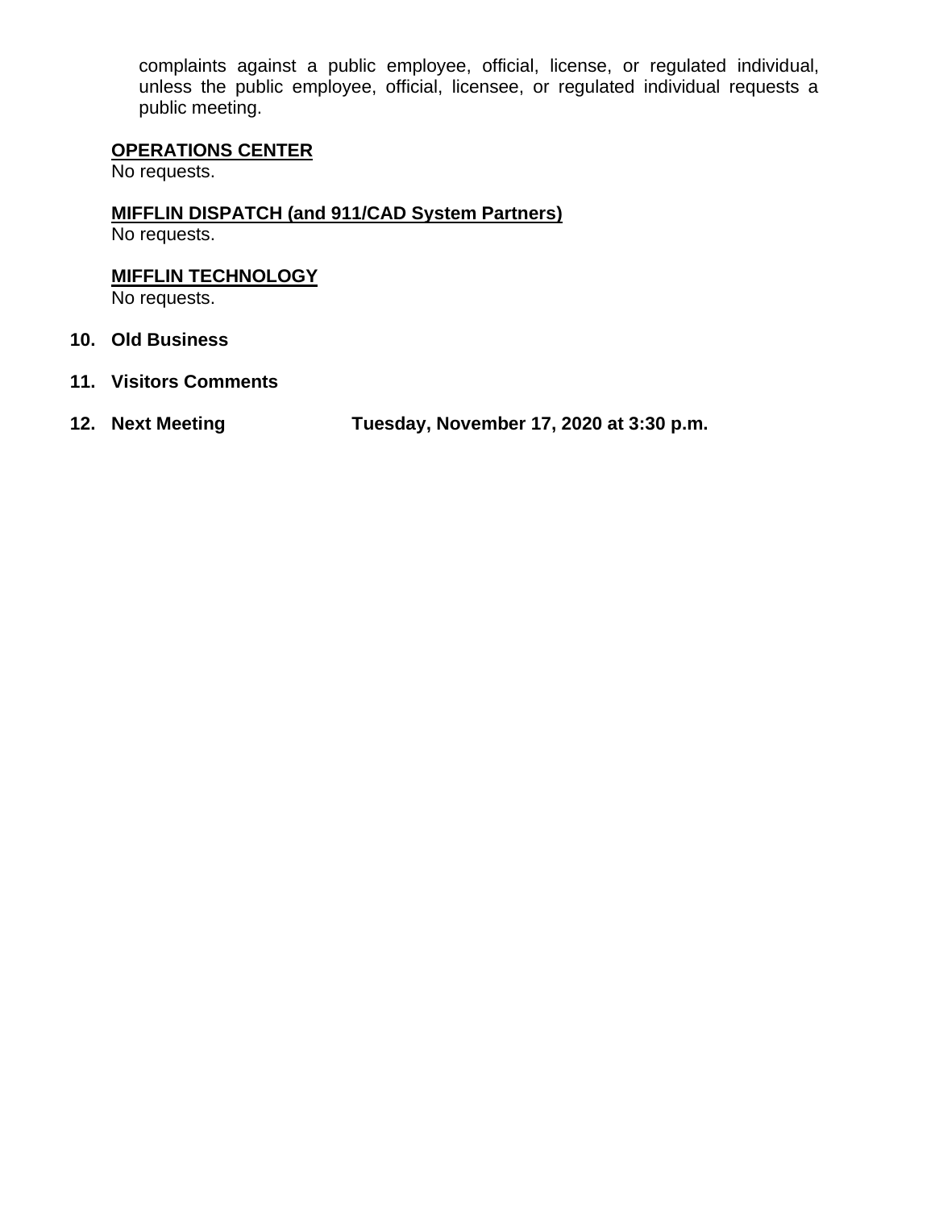complaints against a public employee, official, license, or regulated individual, unless the public employee, official, licensee, or regulated individual requests a public meeting.

**OPERATIONS CENTER**

No requests.

**MIFFLIN DISPATCH (and 911/CAD System Partners)**

No requests.

**MIFFLIN TECHNOLOGY**

No requests.

**10. Old Business**

**11. Visitors Comments**

**12. Next Meeting Tuesday, November 17, 2020 at 3:30 p.m.**